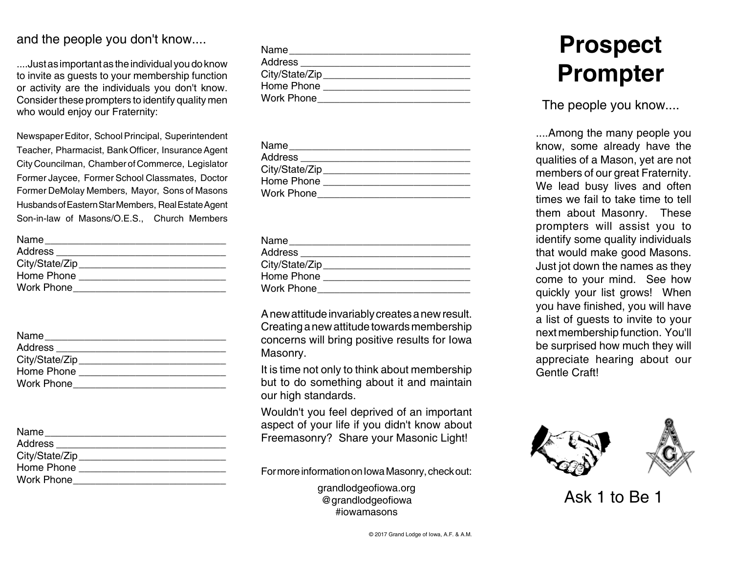and the people you don't know....

....Just as important as the individual you do know to invite as guests to your membership function or activity are the individuals you don't know. Consider these prompters to identify quality men who would enjoy our Fraternity:

Newspaper Editor, School Principal, Superintendent Teacher, Pharmacist, Bank Officer, Insurance Agent City Councilman, Chamber of Commerce, Legislator Former Jaycee, Former School Classmates, Doctor Former DeMolay Members, Mayor, Sons of Masons Husbands of Eastern Star Members, Real Estate Agent Son-in-law of Masons/O.E.S., Church Members

Name ________________________________
Address ________________________________
City/State/Zip ___________________________
Home Phone ___________________________
Work Phone____________________________

Name ________________________________
Address ________________________________
City/State/Zip ___________________________
Home Phone ___________________________
Work Phone____________________________

Name ________________________________
Address ________________________________
City/State/Zip ___________________________
Home Phone ___________________________
Work Phone____________________________

Name ________________________________
Address ________________________________
City/State/Zip ___________________________
Home Phone ___________________________
Work Phone____________________________

Name ________________________________
Address ________________________________
City/State/Zip ___________________________
Home Phone ___________________________
Work Phone____________________________

Name ________________________________
Address ________________________________
City/State/Zip ___________________________
Home Phone ___________________________
Work Phone____________________________

A new attitude invariably creates a new result. Creating a new attitude towards membership concerns will bring positive results for Iowa Masonry.

It is time not only to think about membership but to do something about it and maintain our high standards.

Wouldn't you feel deprived of an important aspect of your life if you didn't know about Freemasonry? Share your Masonic Light!

For more information on Iowa Masonry, check out:

grandlodgeofiowa.org
@grandlodgeofiowa
#iowamasons

© 2017 Grand Lodge of Iowa, A.F. & A.M.

# Prospect Prompter

The people you know....

....Among the many people you know, some already have the qualities of a Mason, yet are not members of our great Fraternity. We lead busy lives and often times we fail to take time to tell them about Masonry. These prompters will assist you to identify some quality individuals that would make good Masons. Just jot down the names as they come to your mind. See how quickly your list grows! When you have finished, you will have a list of guests to invite to your next membership function. You'll be surprised how much they will appreciate hearing about our Gentle Craft!

Ask 1 to Be 1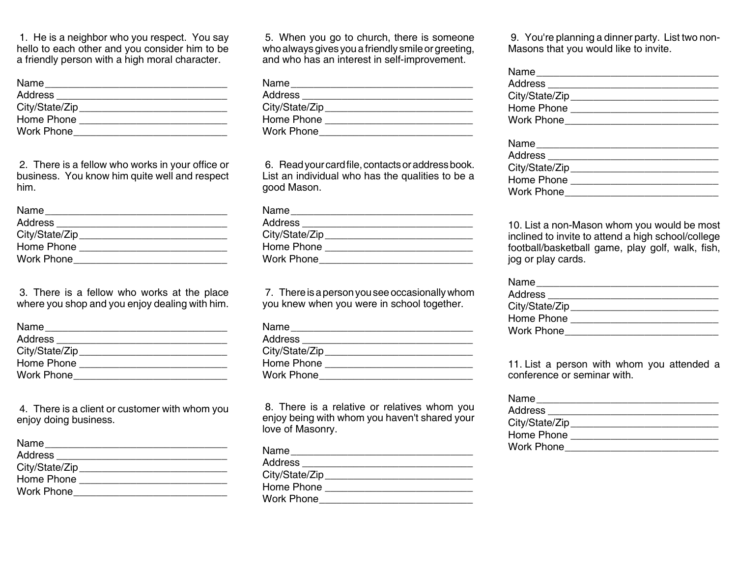1. He is a neighbor who you respect. You say hello to each other and you consider him to be a friendly person with a high moral character.

Name_______________________________
Address ______________________________
City/State/Zip___________________________
Home Phone _________________________
Work Phone___________________________

2. There is a fellow who works in your office or business. You know him quite well and respect him.

Name_______________________________
Address ______________________________
City/State/Zip___________________________
Home Phone _________________________
Work Phone___________________________

3. There is a fellow who works at the place where you shop and you enjoy dealing with him.

Name_______________________________
Address ______________________________
City/State/Zip___________________________
Home Phone _________________________
Work Phone___________________________

4. There is a client or customer with whom you enjoy doing business.

Name_______________________________
Address ______________________________
City/State/Zip___________________________
Home Phone _________________________
Work Phone___________________________

5. When you go to church, there is someone who always gives you a friendly smile or greeting, and who has an interest in self-improvement.

Name_______________________________
Address ______________________________
City/State/Zip___________________________
Home Phone _________________________
Work Phone___________________________

6. Read your card file, contacts or address book. List an individual who has the qualities to be a good Mason.

Name_______________________________
Address ______________________________
City/State/Zip___________________________
Home Phone _________________________
Work Phone___________________________

7. There is a person you see occasionally whom you knew when you were in school together.

Name_______________________________
Address ______________________________
City/State/Zip___________________________
Home Phone _________________________
Work Phone___________________________

8. There is a relative or relatives whom you enjoy being with whom you haven't shared your love of Masonry.

Name_______________________________
Address ______________________________
City/State/Zip___________________________
Home Phone _________________________
Work Phone___________________________

9. You're planning a dinner party. List two non-Masons that you would like to invite.

Name_______________________________
Address ______________________________
City/State/Zip___________________________
Home Phone _________________________
Work Phone___________________________

Name_______________________________
Address ______________________________
City/State/Zip___________________________
Home Phone _________________________
Work Phone___________________________

10. List a non-Mason whom you would be most inclined to invite to attend a high school/college football/basketball game, play golf, walk, fish, jog or play cards.

Name_______________________________
Address ______________________________
City/State/Zip___________________________
Home Phone _________________________
Work Phone___________________________

11. List a person with whom you attended a conference or seminar with.

Name_______________________________
Address ______________________________
City/State/Zip___________________________
Home Phone _________________________
Work Phone___________________________